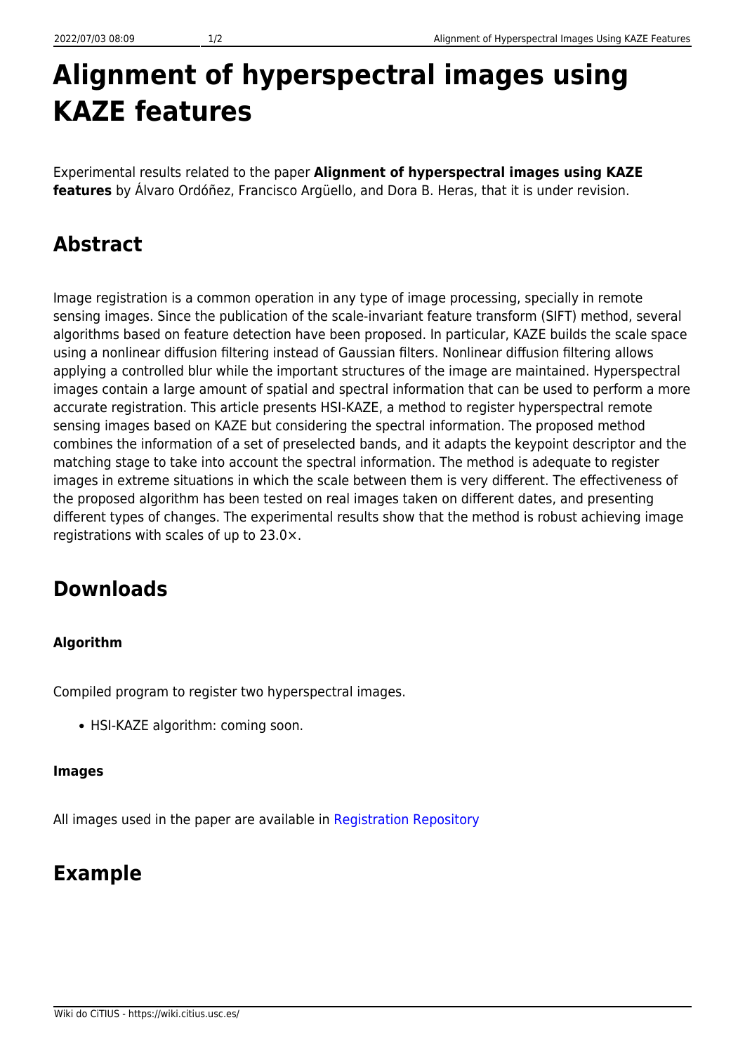# Alignment of hyperspectral images using KAZE features

Experimental results related to the paper **Alignment of hyperspectral images using KAZE features** by Álvaro Ordóñez, Francisco Argüello, and Dora B. Heras, that it is under revision.

## Abstract

Image registration is a common operation in any type of image processing, specially in remote sensing images. Since the publication of the scale-invariant feature transform (SIFT) method, several algorithms based on feature detection have been proposed. In particular, KAZE builds the scale space using a nonlinear diffusion filtering instead of Gaussian filters. Nonlinear diffusion filtering allows applying a controlled blur while the important structures of the image are maintained. Hyperspectral images contain a large amount of spatial and spectral information that can be used to perform a more accurate registration. This article presents HSI-KAZE, a method to register hyperspectral remote sensing images based on KAZE but considering the spectral information. The proposed method combines the information of a set of preselected bands, and it adapts the keypoint descriptor and the matching stage to take into account the spectral information. The method is adequate to register images in extreme situations in which the scale between them is very different. The effectiveness of the proposed algorithm has been tested on real images taken on different dates, and presenting different types of changes. The experimental results show that the method is robust achieving image registrations with scales of up to 23.0×.

## Downloads

### Algorithm

Compiled program to register two hyperspectral images.

- HSI-KAZE algorithm: coming soon.

### Images

All images used in the paper are available in Registration Repository

## Example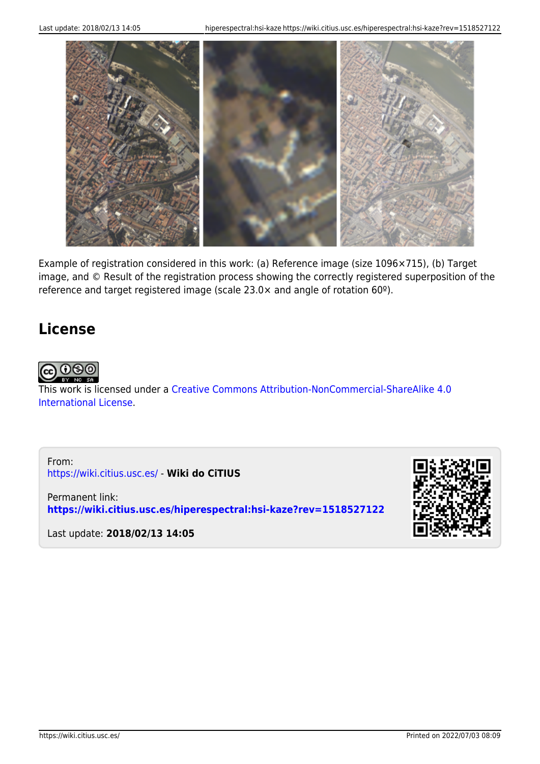Example of registration considered in this work: (a) Reference image (size 1096×715), (b) Target image, and © Result of the registration process showing the correctly registered superposition of the reference and target registered image (scale 23.0× and angle of rotation 60º).

## License

This work is licensed under a Creative Commons Attribution-NonCommercial-ShareAlike 4.0 International License.

From:
https://wiki.citius.usc.es/ - **Wiki do CiTIUS**

Permanent link:
**https://wiki.citius.usc.es/hiperespectral:hsi-kaze?rev=1518527122**

Last update: **2018/02/13 14:05**